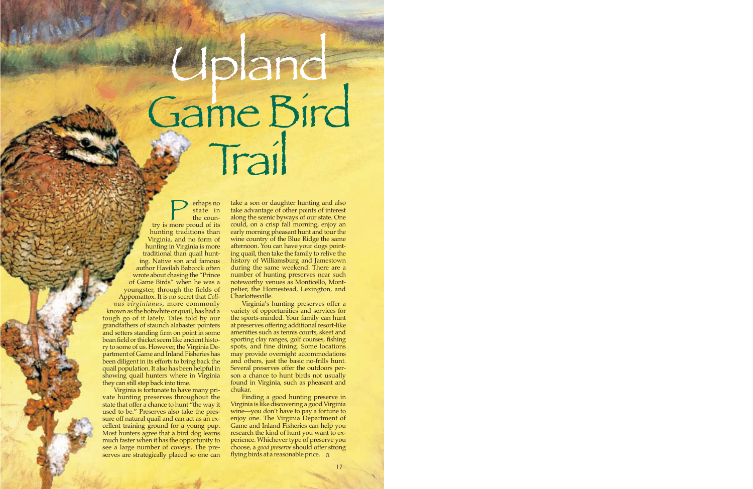# Upland Game Bird Trail

Perhaps no state in the country is more proud of its hunting traditions than Virginia, and no form of hunting in Virginia is more traditional than quail hunting. Native son and famous author Havilah Babcock often wrote about chasing the "Prince of Game Birds" when he was a youngster, through the fields of Appomattox. It is no secret that *Colinus virginianus*, more commonly known as the bobwhite or quail, has had a tough go of it lately. Tales told by our grandfathers of staunch alabaster pointers and setters standing firm on point in some bean field or thicket seem like ancient history to some of us. However, the Virginia Department of Game and Inland Fisheries has been diligent in its efforts to bring back the quail population. It also has been helpful in showing quail hunters where in Virginia they can still step back into time.

Virginia is fortunate to have many private hunting preserves throughout the state that offer a chance to hunt "the way it used to be." Preserves also take the pressure off natural quail and can act as an excellent training ground for a young pup. Most hunters agree that a bird dog learns much faster when it has the opportunity to see a large number of coveys. The preserves are strategically placed so one can take a son or daughter hunting and also take advantage of other points of interest along the scenic byways of our state. One could, on a crisp fall morning, enjoy an early morning pheasant hunt and tour the wine country of the Blue Ridge the same afternoon. You can have your dogs pointing quail, then take the family to relive the history of Williamsburg and Jamestown during the same weekend. There are a number of hunting preserves near such noteworthy venues as Monticello, Montpelier, the Homestead, Lexington, and Charlottesville.

Virginia's hunting preserves offer a variety of opportunities and services for the sports-minded. Your family can hunt at preserves offering additional resort-like amenities such as tennis courts, skeet and sporting clay ranges, golf courses, fishing spots, and fine dining. Some locations may provide overnight accommodations and others, just the basic no-frills hunt. Several preserves offer the outdoors person a chance to hunt birds not usually found in Virginia, such as pheasant and chukar.

Finding a good hunting preserve in Virginia is like discovering a good Virginia wine—you don't have to pay a fortune to enjoy one. The Virginia Department of Game and Inland Fisheries can help you research the kind of hunt you want to experience. Whichever type of preserve you choose, a *good preserve* should offer strong flying birds at a reasonable price.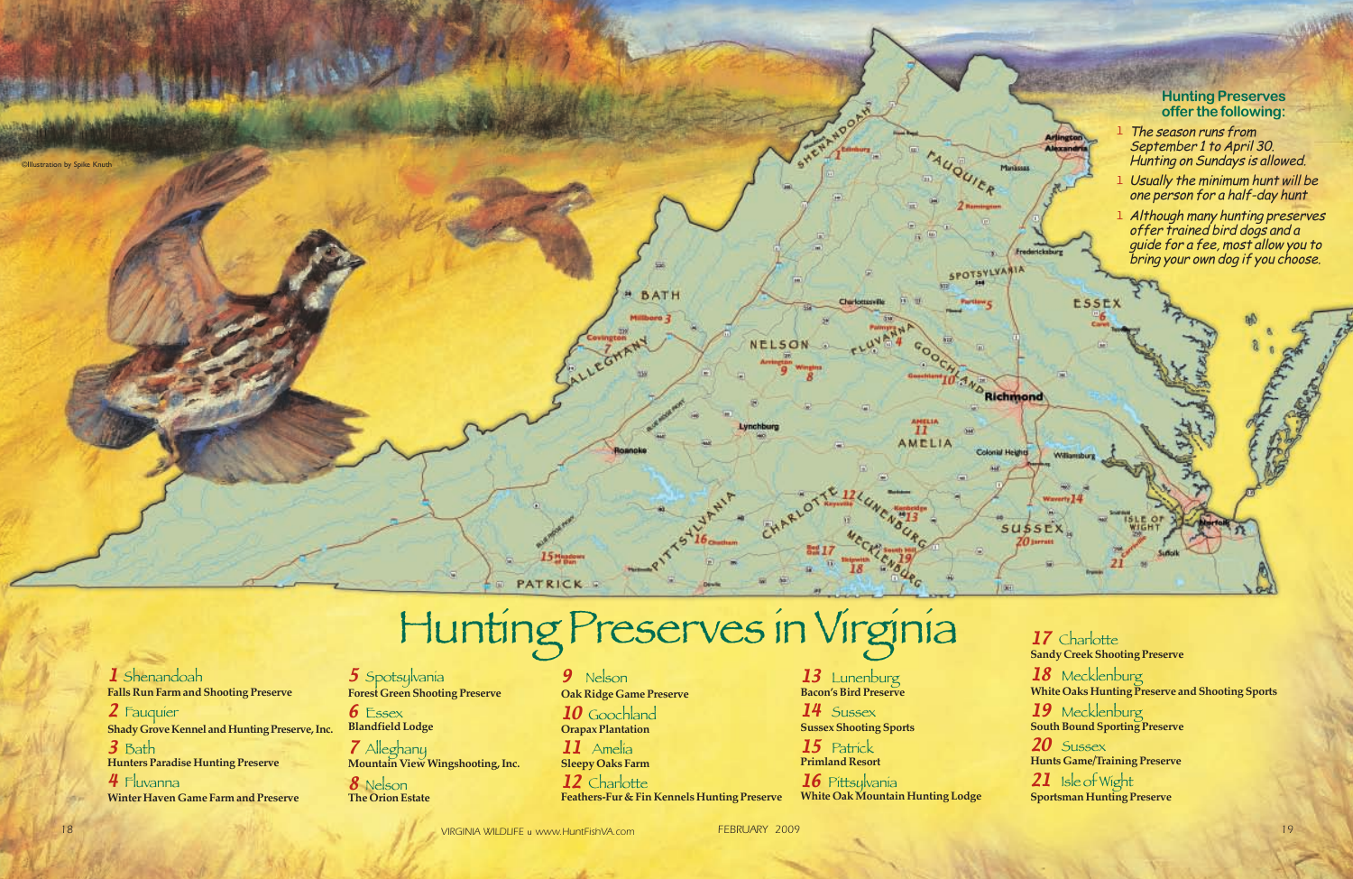©Illustration by Spike Knuth

## Hunting Preserves offer the following:

- *The season runs from September 1 to April 30. Hunting on Sundays is allowed.*
- *Usually the minimum hunt will be one person for a half-day hunt*
- *Although many hunting preserves offer trained bird dogs and a guide for a fee, most allow you to bring your own dog if you choose.*

# Hunting Preserves in Virginia

**1** Shenandoah
**Falls Run Farm and Shooting Preserve**

**2** Fauquier
**Shady Grove Kennel and Hunting Preserve, Inc.**

**3** Bath
**Hunters Paradise Hunting Preserve**

**4** Fluvanna
**Winter Haven Game Farm and Preserve**

**5** Spotsylvania
**Forest Green Shooting Preserve**

**6** Essex
**Blandfield Lodge**

**7** Alleghany
**Mountain View Wingshooting, Inc.**

**8** Nelson
**The Orion Estate**

**9** Nelson
**Oak Ridge Game Preserve**

**10** Goochland
**Orapax Plantation**

**11** Amelia
**Sleepy Oaks Farm**

**12** Charlotte
**Feathers-Fur & Fin Kennels Hunting Preserve**

**13** Lunenburg
**Bacon's Bird Preserve**

**14** Sussex
**Sussex Shooting Sports**

**15** Patrick
**Primland Resort**

**16** Pittsylvania
**White Oak Mountain Hunting Lodge**

**17** Charlotte
**Sandy Creek Shooting Preserve**

**18** Mecklenburg
**White Oaks Hunting Preserve and Shooting Sports**

**19** Mecklenburg
**South Bound Sporting Preserve**

**20** Sussex
**Hunts Game/Training Preserve**

**21** Isle of Wight
**Sportsman Hunting Preserve**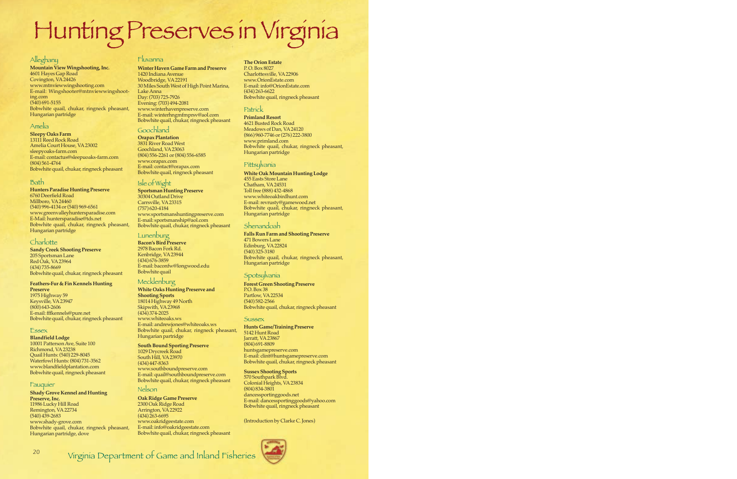# Hunting Preserves in Virginia

## Alleghany

**Mountain View Wingshooting, Inc.**
4601 Hayes Gap Road
Covington, VA 24426
www.mtnviewwingshooting.com
E-mail: Wingshooter@mtnviewwingshooting.com
(540) 691-5155
Bobwhite quail, chukar, ringneck pheasant, Hungarian partridge

## Amelia

**Sleepy Oaks Farm**
13111 Reed Rock Road
Amelia Court House, VA 23002
sleepyoaks-farm.com
E-mail: contactus@sleepuoaks-farm.com
(804) 561-4764
Bobwhite quail, chukar, ringneck pheasant

## Bath

**Hunters Paradise Hunting Preserve**
6760 Deerfield Road
Millboro, VA 24460
(540) 996-4134 or (540) 969-6561
www.greenvalleyhuntersparadise.com
E-Mail: huntersparadise@tds.net
Bobwhite quail, chukar, ringneck pheasant, Hungarian partridge

## Charlotte

**Sandy Creek Shooting Preserve**
205 Sportsman Lane
Red Oak, VA 23964
(434) 735-8669
Bobwhite quail, chukar, ringneck pheasant

**Feathers-Fur & Fin Kennels Hunting Preserve**
1975 Highway 59
Keysville, VA 23947
(800) 643-2606
E-mail: fffkennels@pure.net
Bobwhite quail, chukar, ringneck pheasant

## Essex

**Blandfield Lodge**
10001 Patterson Ave, Suite 100
Richmond, VA 23238
Quail Hunts: (540) 229-8045
Waterfowl Hunts: (804) 731-3562
www.blandfieldplantation.com
Bobwhite quail, ringneck pheasant

## Fauquier

**Shady Grove Kennel and Hunting Preserve, Inc.**
11986 Lucky Hill Road
Remington, VA 22734
(540) 439-2683
www.shady-grove.com
Bobwhite quail, chukar, ringneck pheasant, Hungarian partridge, dove

## Fluvanna

**Winter Haven Game Farm and Preserve**
1420 Indiana Avenue
Woodbridge, VA 22191
30 Miles South West of High Point Marina, Lake Anna
Day: (703) 725-7926
Evening: (703) 494-2081
www.winterhavenpreserve.com
E-mail: winterhngmfmprsv@aol.com
Bobwhite quail, chukar, ringneck pheasant

## Goochland

**Orapax Plantation**
3831 River Road West
Goochland, VA 23063
(804) 556-2261 or (804) 556-6585
www.orapax.com
E-mail: contact@orapax.com
Bobwhite quail, ringneck pheasant

## Isle of Wight

**Sportsman Hunting Preserve**
30304 Outland Drive
Carrsville, VA 23315
(757) 620-4184
www.sportsmanshuntingpreserve.com
E-mail: sportsmanship@aol.com
Bobwhite quail, chukar, ringneck pheasant

## Lunenburg

**Bacon's Bird Preserve**
2978 Bacon Fork Rd.
Kenbridge, VA 23944
(434) 676-3859
E-mail: baconfw@longwood.edu
Bobwhite quail

## Mecklenburg

**White Oaks Hunting Preserve and Shooting Sports**
18014 Highway 49 North
Skipwith, VA 23968
(434) 374-2025
www.whiteoaks.ws
E-mail: andrewjones@whiteoaks.ws
Bobwhite quail, chukar, ringneck pheasant, Hungarian partridge

**South Bound Sporting Preserve**
1029 Drycreek Road
South Hill, VA 23970
(434) 447-8363
www.southboundpreserve.com
E-mail: quail@southboundpreserve.com
Bobwhite quail, chukar, ringneck pheasant

## Nelson

**Oak Ridge Game Preserve**
2300 Oak Ridge Road
Arrington, VA 22922
(434) 263-6695
www.oakridgeestate.com
E-mail: info@oakridgeestate.com
Bobwhite quail, chukar, ringneck pheasant

**The Orion Estate**
P.O. Box 8027
Charlottesville, VA 22906
www.OrionEstate.com
E-mail: info@OrionEstate.com
(434) 263-6622
Bobwhite quail, ringneck pheasant

## Patrick

**Primland Resort**
4621 Busted Rock Road
Meadows of Dan, VA 24120
(866) 960-7746 or (276) 222-3800
www.primland.com
Bobwhite quail, chukar, ringneck pheasant, Hungarian partridge

## Pittsylvania

**White Oak Mountain Hunting Lodge**
455 Easts Store Lane
Chatham, VA 24531
Toll free (888) 432-4868
www.whiteoakbirdhunt.com
E-mail: revrusty@gamewood.net
Bobwhite quail, chukar, ringneck pheasant, Hungarian partridge

## Shenandoah

**Falls Run Farm and Shooting Preserve**
471 Bowers Lane
Edinburg, VA 22824
(540) 325-3180
Bobwhite quail, chukar, ringneck pheasant, Hungarian partridge

## Spotsylvania

**Forest Green Shooting Preserve**
P.O. Box 38
Partlow, VA 22534
(540) 582-2566
Bobwhite quail, chukar, ringneck pheasant

## Sussex

**Hunts Game/Training Preserve**
5142 Hunt Road
Jarratt, VA 23867
(804) 691-8809
huntsgamepreserve.com
E-mail: clint@huntsgamepreserve.com
Bobwhite quail, chukar, ringneck pheasant

**Sussex Shooting Sports**
570 Southpark Blvd.
Colonial Heights, VA 23834
(804) 834-3801
dancessportinggoods.net
E-mail: dancessportinggoods@yahoo.com
Bobwhite quail, ringneck pheasant

(Introduction by Clarke C. Jones)

Virginia Department of Game and Inland Fisheries